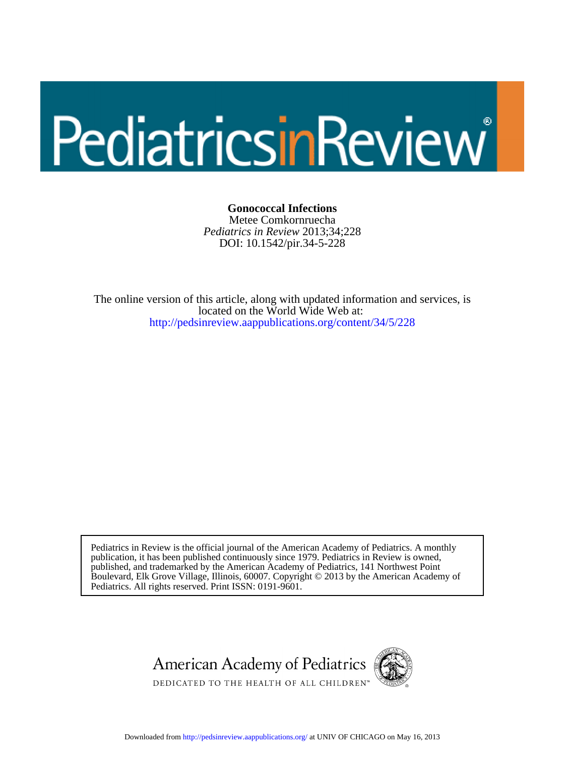# Gonococcal Infections

Metee Comkornruecha

*Pediatrics in Review* 2013;34;228

DOI: 10.1542/pir.34-5-228

The online version of this article, along with updated information and services, is located on the World Wide Web at:

http://pedsinreview.aappublications.org/content/34/5/228

Pediatrics in Review is the official journal of the American Academy of Pediatrics. A monthly publication, it has been published continuously since 1979. Pediatrics in Review is owned, published, and trademarked by the American Academy of Pediatrics, 141 Northwest Point Boulevard, Elk Grove Village, Illinois, 60007. Copyright © 2013 by the American Academy of Pediatrics. All rights reserved. Print ISSN: 0191-9601.

American Academy of Pediatrics

DEDICATED TO THE HEALTH OF ALL CHILDREN™

Downloaded from http://pedsinreview.aappublications.org/ at UNIV OF CHICAGO on May 16, 2013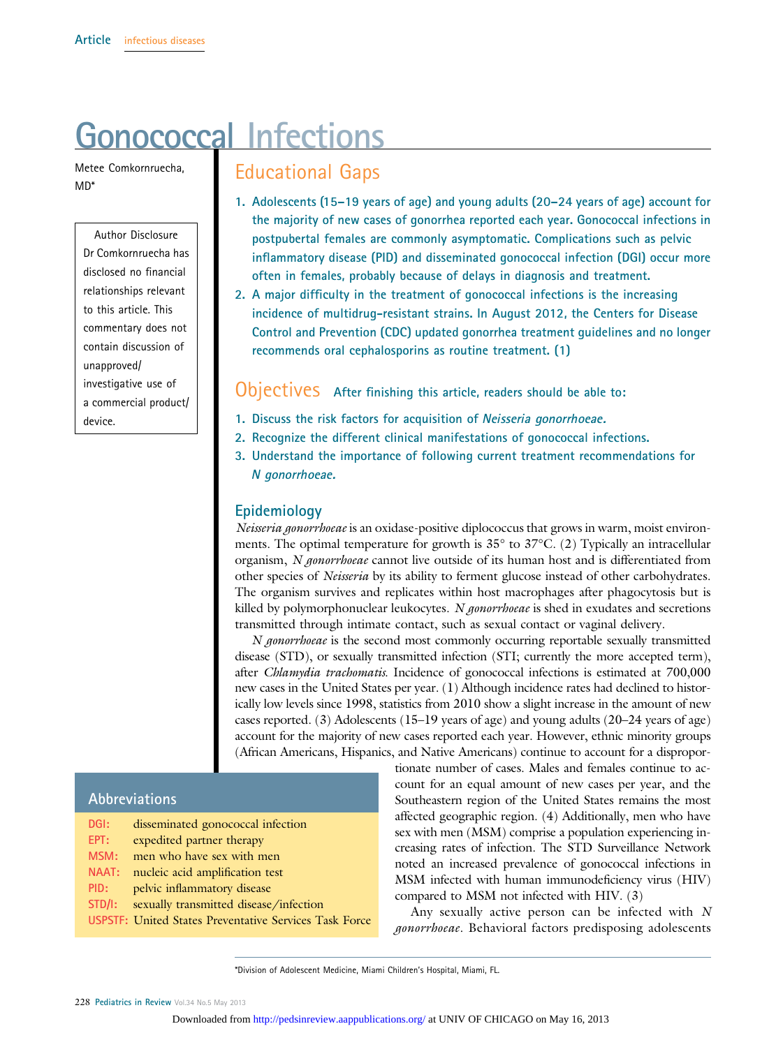# Gonococcal Infections

Metee Comkornruecha, MD*

Author Disclosure
Dr Comkornruecha has disclosed no financial relationships relevant to this article. This commentary does not contain discussion of unapproved/investigative use of a commercial product/device.

## Educational Gaps

1. Adolescents (15–19 years of age) and young adults (20–24 years of age) account for the majority of new cases of gonorrhea reported each year. Gonococcal infections in postpubertal females are commonly asymptomatic. Complications such as pelvic inflammatory disease (PID) and disseminated gonococcal infection (DGI) occur more often in females, probably because of delays in diagnosis and treatment.
2. A major difficulty in the treatment of gonococcal infections is the increasing incidence of multidrug-resistant strains. In August 2012, the Centers for Disease Control and Prevention (CDC) updated gonorrhea treatment guidelines and no longer recommends oral cephalosporins as routine treatment. (1)

## Objectives

After finishing this article, readers should be able to:

1. Discuss the risk factors for acquisition of *Neisseria gonorrhoeae.*
2. Recognize the different clinical manifestations of gonococcal infections.
3. Understand the importance of following current treatment recommendations for *N gonorrhoeae.*

### Epidemiology

*Neisseria gonorrhoeae* is an oxidase-positive diplococcus that grows in warm, moist environments. The optimal temperature for growth is 35° to 37°C. (2) Typically an intracellular organism, *N gonorrhoeae* cannot live outside of its human host and is differentiated from other species of *Neisseria* by its ability to ferment glucose instead of other carbohydrates. The organism survives and replicates within host macrophages after phagocytosis but is killed by polymorphonuclear leukocytes. *N gonorrhoeae* is shed in exudates and secretions transmitted through intimate contact, such as sexual contact or vaginal delivery.

*N gonorrhoeae* is the second most commonly occurring reportable sexually transmitted disease (STD), or sexually transmitted infection (STI; currently the more accepted term), after *Chlamydia trachomatis.* Incidence of gonococcal infections is estimated at 700,000 new cases in the United States per year. (1) Although incidence rates had declined to historically low levels since 1998, statistics from 2010 show a slight increase in the amount of new cases reported. (3) Adolescents (15–19 years of age) and young adults (20–24 years of age) account for the majority of new cases reported each year. However, ethnic minority groups (African Americans, Hispanics, and Native Americans) continue to account for a disproportionate number of cases. Males and females continue to account for an equal amount of new cases per year, and the Southeastern region of the United States remains the most affected geographic region. (4) Additionally, men who have sex with men (MSM) comprise a population experiencing increasing rates of infection. The STD Surveillance Network noted an increased prevalence of gonococcal infections in MSM infected with human immunodeficiency virus (HIV) compared to MSM not infected with HIV. (3)

Any sexually active person can be infected with *N gonorrhoeae*. Behavioral factors predisposing adolescents

**Abbreviations**

| | |
|---|---|
| DGI: | disseminated gonococcal infection |
| EPT: | expedited partner therapy |
| MSM: | men who have sex with men |
| NAAT: | nucleic acid amplification test |
| PID: | pelvic inflammatory disease |
| STD/I: | sexually transmitted disease/infection |
| USPSTF: | United States Preventative Services Task Force |

*Division of Adolescent Medicine, Miami Children's Hospital, Miami, FL.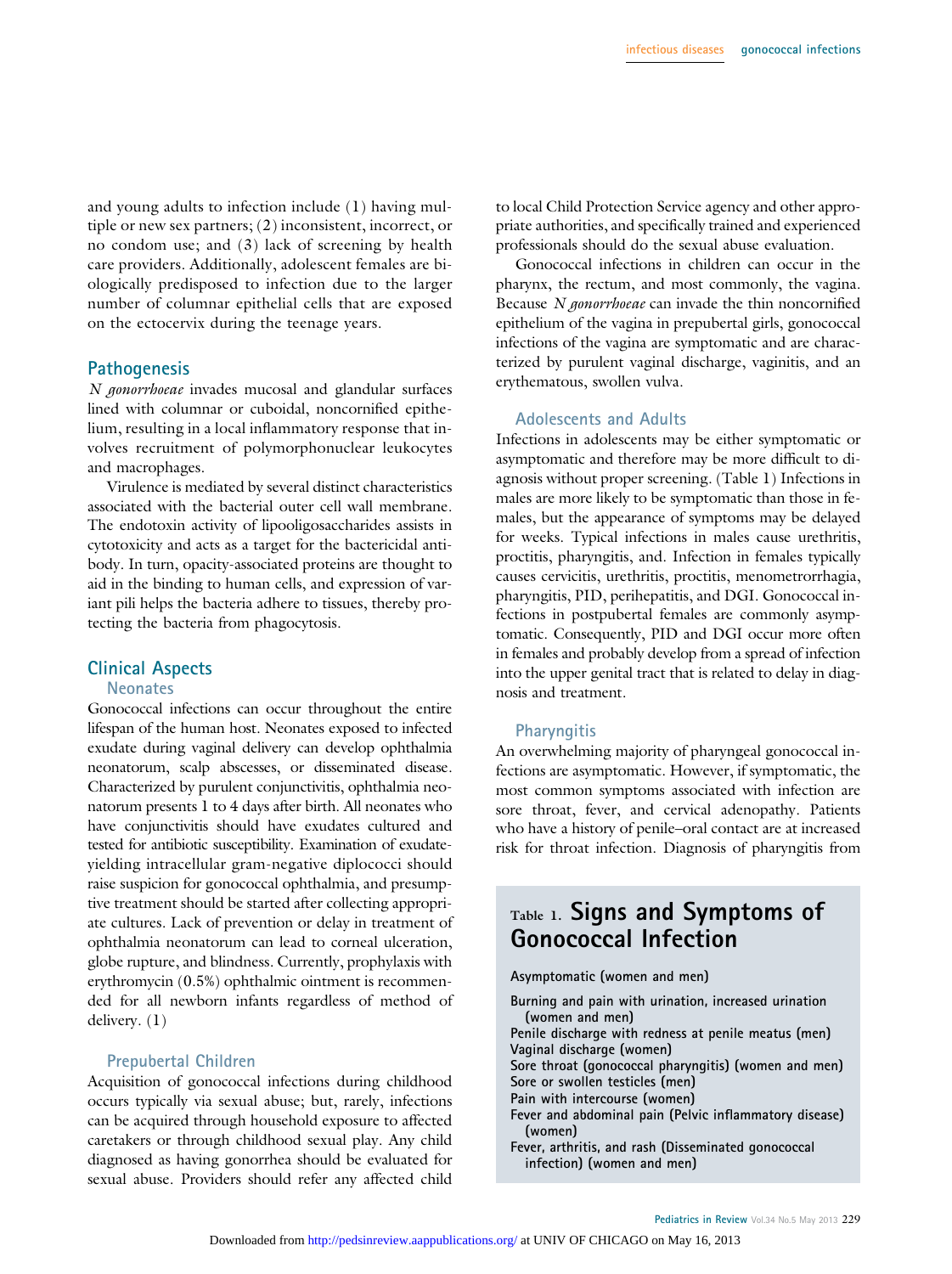and young adults to infection include (1) having multiple or new sex partners; (2) inconsistent, incorrect, or no condom use; and (3) lack of screening by health care providers. Additionally, adolescent females are biologically predisposed to infection due to the larger number of columnar epithelial cells that are exposed on the ectocervix during the teenage years.

## Pathogenesis

*N gonorrhoeae* invades mucosal and glandular surfaces lined with columnar or cuboidal, noncornified epithelium, resulting in a local inflammatory response that involves recruitment of polymorphonuclear leukocytes and macrophages.

Virulence is mediated by several distinct characteristics associated with the bacterial outer cell wall membrane. The endotoxin activity of lipooligosaccharides assists in cytotoxicity and acts as a target for the bactericidal antibody. In turn, opacity-associated proteins are thought to aid in the binding to human cells, and expression of variant pili helps the bacteria adhere to tissues, thereby protecting the bacteria from phagocytosis.

## Clinical Aspects

### Neonates

Gonococcal infections can occur throughout the entire lifespan of the human host. Neonates exposed to infected exudate during vaginal delivery can develop ophthalmia neonatorum, scalp abscesses, or disseminated disease. Characterized by purulent conjunctivitis, ophthalmia neonatorum presents 1 to 4 days after birth. All neonates who have conjunctivitis should have exudates cultured and tested for antibiotic susceptibility. Examination of exudate-yielding intracellular gram-negative diplococci should raise suspicion for gonococcal ophthalmia, and presumptive treatment should be started after collecting appropriate cultures. Lack of prevention or delay in treatment of ophthalmia neonatorum can lead to corneal ulceration, globe rupture, and blindness. Currently, prophylaxis with erythromycin (0.5%) ophthalmic ointment is recommended for all newborn infants regardless of method of delivery. (1)

### Prepubertal Children

Acquisition of gonococcal infections during childhood occurs typically via sexual abuse; but, rarely, infections can be acquired through household exposure to affected caretakers or through childhood sexual play. Any child diagnosed as having gonorrhea should be evaluated for sexual abuse. Providers should refer any affected child to local Child Protection Service agency and other appropriate authorities, and specifically trained and experienced professionals should do the sexual abuse evaluation.

Gonococcal infections in children can occur in the pharynx, the rectum, and most commonly, the vagina. Because *N gonorrhoeae* can invade the thin noncornified epithelium of the vagina in prepubertal girls, gonococcal infections of the vagina are symptomatic and are characterized by purulent vaginal discharge, vaginitis, and an erythematous, swollen vulva.

### Adolescents and Adults

Infections in adolescents may be either symptomatic or asymptomatic and therefore may be more difficult to diagnosis without proper screening. (Table 1) Infections in males are more likely to be symptomatic than those in females, but the appearance of symptoms may be delayed for weeks. Typical infections in males cause urethritis, proctitis, pharyngitis, and. Infection in females typically causes cervicitis, urethritis, proctitis, menometrorrhagia, pharyngitis, PID, perihepatitis, and DGI. Gonococcal infections in postpubertal females are commonly asymptomatic. Consequently, PID and DGI occur more often in females and probably develop from a spread of infection into the upper genital tract that is related to delay in diagnosis and treatment.

### Pharyngitis

An overwhelming majority of pharyngeal gonococcal infections are asymptomatic. However, if symptomatic, the most common symptoms associated with infection are sore throat, fever, and cervical adenopathy. Patients who have a history of penile–oral contact are at increased risk for throat infection. Diagnosis of pharyngitis from

**Table 1. Signs and Symptoms of Gonococcal Infection**

| |
|---|
| Asymptomatic (women and men) |
| Burning and pain with urination, increased urination (women and men) |
| Penile discharge with redness at penile meatus (men) |
| Vaginal discharge (women) |
| Sore throat (gonococcal pharyngitis) (women and men) |
| Sore or swollen testicles (men) |
| Pain with intercourse (women) |
| Fever and abdominal pain (Pelvic inflammatory disease) (women) |
| Fever, arthritis, and rash (Disseminated gonococcal infection) (women and men) |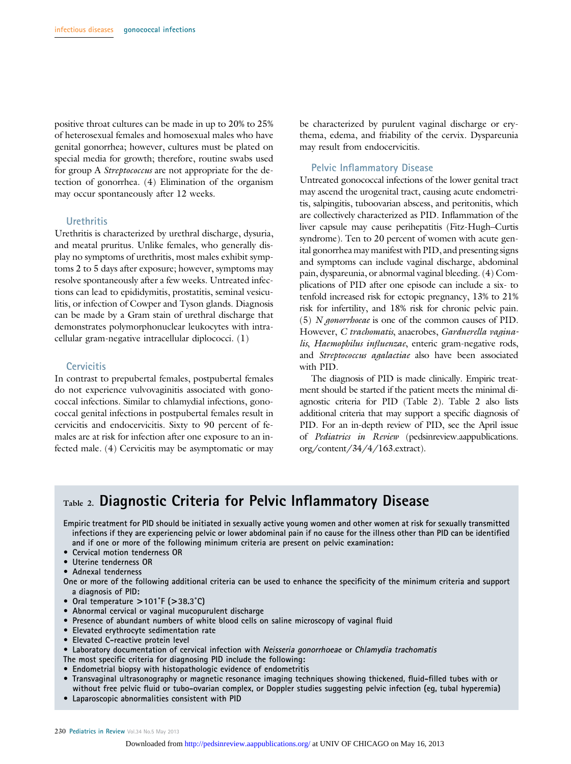positive throat cultures can be made in up to 20% to 25% of heterosexual females and homosexual males who have genital gonorrhea; however, cultures must be plated on special media for growth; therefore, routine swabs used for group A *Streptococcus* are not appropriate for the detection of gonorrhea. (4) Elimination of the organism may occur spontaneously after 12 weeks.

### Urethritis

Urethritis is characterized by urethral discharge, dysuria, and meatal pruritus. Unlike females, who generally display no symptoms of urethritis, most males exhibit symptoms 2 to 5 days after exposure; however, symptoms may resolve spontaneously after a few weeks. Untreated infections can lead to epididymitis, prostatitis, seminal vesiculitis, or infection of Cowper and Tyson glands. Diagnosis can be made by a Gram stain of urethral discharge that demonstrates polymorphonuclear leukocytes with intracellular gram-negative intracellular diplococci. (1)

### Cervicitis

In contrast to prepubertal females, postpubertal females do not experience vulvovaginitis associated with gonococcal infections. Similar to chlamydial infections, gonococcal genital infections in postpubertal females result in cervicitis and endocervicitis. Sixty to 90 percent of females are at risk for infection after one exposure to an infected male. (4) Cervicitis may be asymptomatic or may be characterized by purulent vaginal discharge or erythema, edema, and friability of the cervix. Dyspareunia may result from endocervicitis.

### Pelvic Inflammatory Disease

Untreated gonococcal infections of the lower genital tract may ascend the urogenital tract, causing acute endometritis, salpingitis, tuboovarian abscess, and peritonitis, which are collectively characterized as PID. Inflammation of the liver capsule may cause perihepatitis (Fitz-Hugh–Curtis syndrome). Ten to 20 percent of women with acute genital gonorrhea may manifest with PID, and presenting signs and symptoms can include vaginal discharge, abdominal pain, dyspareunia, or abnormal vaginal bleeding. (4) Complications of PID after one episode can include a six- to tenfold increased risk for ectopic pregnancy, 13% to 21% risk for infertility, and 18% risk for chronic pelvic pain. (5) *N gonorrhoeae* is one of the common causes of PID. However, *C trachomatis*, anaerobes, *Gardnerella vaginalis*, *Haemophilus influenzae*, enteric gram-negative rods, and *Streptococcus agalactiae* also have been associated with PID.

The diagnosis of PID is made clinically. Empiric treatment should be started if the patient meets the minimal diagnostic criteria for PID (Table 2). Table 2 also lists additional criteria that may support a specific diagnosis of PID. For an in-depth review of PID, see the April issue of *Pediatrics in Review* (pedsinreview.aappublications.org/content/34/4/163.extract).

## Table 2. Diagnostic Criteria for Pelvic Inflammatory Disease

Empiric treatment for PID should be initiated in sexually active young women and other women at risk for sexually transmitted infections if they are experiencing pelvic or lower abdominal pain if no cause for the illness other than PID can be identified and if one or more of the following minimum criteria are present on pelvic examination:

- Cervical motion tenderness OR
- Uterine tenderness OR
- Adnexal tenderness

One or more of the following additional criteria can be used to enhance the specificity of the minimum criteria and support a diagnosis of PID:

- Oral temperature >101°F (>38.3°C)
- Abnormal cervical or vaginal mucopurulent discharge
- Presence of abundant numbers of white blood cells on saline microscopy of vaginal fluid
- Elevated erythrocyte sedimentation rate
- Elevated C-reactive protein level
- Laboratory documentation of cervical infection with *Neisseria gonorrhoeae* or *Chlamydia trachomatis*

The most specific criteria for diagnosing PID include the following:

- Endometrial biopsy with histopathologic evidence of endometritis
- Transvaginal ultrasonography or magnetic resonance imaging techniques showing thickened, fluid-filled tubes with or without free pelvic fluid or tubo-ovarian complex, or Doppler studies suggesting pelvic infection (eg, tubal hyperemia)
- Laparoscopic abnormalities consistent with PID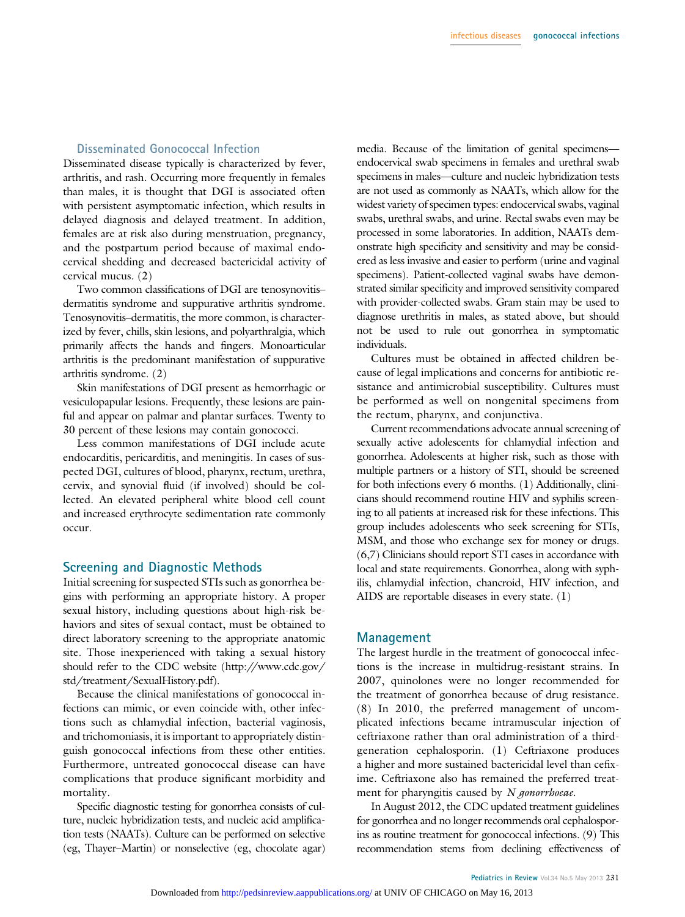### Disseminated Gonococcal Infection

Disseminated disease typically is characterized by fever, arthritis, and rash. Occurring more frequently in females than males, it is thought that DGI is associated often with persistent asymptomatic infection, which results in delayed diagnosis and delayed treatment. In addition, females are at risk also during menstruation, pregnancy, and the postpartum period because of maximal endocervical shedding and decreased bactericidal activity of cervical mucus. (2)

Two common classifications of DGI are tenosynovitis–dermatitis syndrome and suppurative arthritis syndrome. Tenosynovitis–dermatitis, the more common, is characterized by fever, chills, skin lesions, and polyarthralgia, which primarily affects the hands and fingers. Monoarticular arthritis is the predominant manifestation of suppurative arthritis syndrome. (2)

Skin manifestations of DGI present as hemorrhagic or vesiculopapular lesions. Frequently, these lesions are painful and appear on palmar and plantar surfaces. Twenty to 30 percent of these lesions may contain gonococci.

Less common manifestations of DGI include acute endocarditis, pericarditis, and meningitis. In cases of suspected DGI, cultures of blood, pharynx, rectum, urethra, cervix, and synovial fluid (if involved) should be collected. An elevated peripheral white blood cell count and increased erythrocyte sedimentation rate commonly occur.

## Screening and Diagnostic Methods

Initial screening for suspected STIs such as gonorrhea begins with performing an appropriate history. A proper sexual history, including questions about high-risk behaviors and sites of sexual contact, must be obtained to direct laboratory screening to the appropriate anatomic site. Those inexperienced with taking a sexual history should refer to the CDC website (http://www.cdc.gov/std/treatment/SexualHistory.pdf).

Because the clinical manifestations of gonococcal infections can mimic, or even coincide with, other infections such as chlamydial infection, bacterial vaginosis, and trichomoniasis, it is important to appropriately distinguish gonococcal infections from these other entities. Furthermore, untreated gonococcal disease can have complications that produce significant morbidity and mortality.

Specific diagnostic testing for gonorrhea consists of culture, nucleic hybridization tests, and nucleic acid amplification tests (NAATs). Culture can be performed on selective (eg, Thayer–Martin) or nonselective (eg, chocolate agar) media. Because of the limitation of genital specimens—endocervical swab specimens in females and urethral swab specimens in males—culture and nucleic hybridization tests are not used as commonly as NAATs, which allow for the widest variety of specimen types: endocervical swabs, vaginal swabs, urethral swabs, and urine. Rectal swabs even may be processed in some laboratories. In addition, NAATs demonstrate high specificity and sensitivity and may be considered as less invasive and easier to perform (urine and vaginal specimens). Patient-collected vaginal swabs have demonstrated similar specificity and improved sensitivity compared with provider-collected swabs. Gram stain may be used to diagnose urethritis in males, as stated above, but should not be used to rule out gonorrhea in symptomatic individuals.

Cultures must be obtained in affected children because of legal implications and concerns for antibiotic resistance and antimicrobial susceptibility. Cultures must be performed as well on nongenital specimens from the rectum, pharynx, and conjunctiva.

Current recommendations advocate annual screening of sexually active adolescents for chlamydial infection and gonorrhea. Adolescents at higher risk, such as those with multiple partners or a history of STI, should be screened for both infections every 6 months. (1) Additionally, clinicians should recommend routine HIV and syphilis screening to all patients at increased risk for these infections. This group includes adolescents who seek screening for STIs, MSM, and those who exchange sex for money or drugs. (6,7) Clinicians should report STI cases in accordance with local and state requirements. Gonorrhea, along with syphilis, chlamydial infection, chancroid, HIV infection, and AIDS are reportable diseases in every state. (1)

## Management

The largest hurdle in the treatment of gonococcal infections is the increase in multidrug-resistant strains. In 2007, quinolones were no longer recommended for the treatment of gonorrhea because of drug resistance. (8) In 2010, the preferred management of uncomplicated infections became intramuscular injection of ceftriaxone rather than oral administration of a third-generation cephalosporin. (1) Ceftriaxone produces a higher and more sustained bactericidal level than cefixime. Ceftriaxone also has remained the preferred treatment for pharyngitis caused by *N gonorrhoeae*.

In August 2012, the CDC updated treatment guidelines for gonorrhea and no longer recommends oral cephalosporins as routine treatment for gonococcal infections. (9) This recommendation stems from declining effectiveness of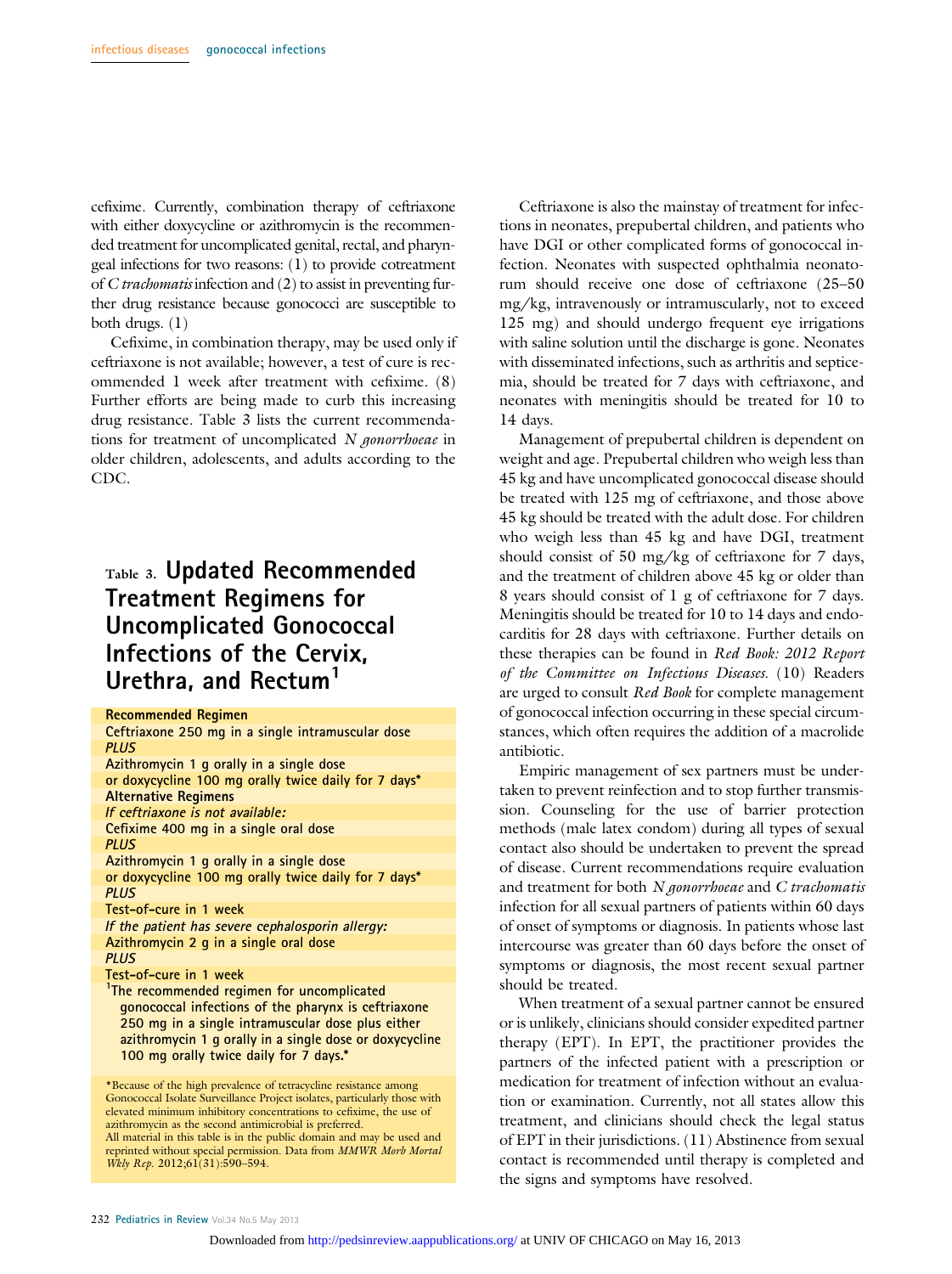cefixime. Currently, combination therapy of ceftriaxone with either doxycycline or azithromycin is the recommended treatment for uncomplicated genital, rectal, and pharyngeal infections for two reasons: (1) to provide cotreatment of *C trachomatis* infection and (2) to assist in preventing further drug resistance because gonococci are susceptible to both drugs. (1)

Cefixime, in combination therapy, may be used only if ceftriaxone is not available; however, a test of cure is recommended 1 week after treatment with cefixime. (8) Further efforts are being made to curb this increasing drug resistance. Table 3 lists the current recommendations for treatment of uncomplicated *N gonorrhoeae* in older children, adolescents, and adults according to the CDC.

## Table 3. Updated Recommended Treatment Regimens for Uncomplicated Gonococcal Infections of the Cervix, Urethra, and Rectum[1]

| |
|---|
| **Recommended Regimen** |
| Ceftriaxone 250 mg in a single intramuscular dose |
| *PLUS* |
| Azithromycin 1 g orally in a single dose |
| or doxycycline 100 mg orally twice daily for 7 days* |
| **Alternative Regimens** |
| *If ceftriaxone is not available:* |
| Cefixime 400 mg in a single oral dose |
| *PLUS* |
| Azithromycin 1 g orally in a single dose |
| or doxycycline 100 mg orally twice daily for 7 days* |
| *PLUS* |
| Test-of-cure in 1 week |
| *If the patient has severe cephalosporin allergy:* |
| Azithromycin 2 g in a single oral dose |
| *PLUS* |
| Test-of-cure in 1 week |

[1]The recommended regimen for uncomplicated gonococcal infections of the pharynx is ceftriaxone 250 mg in a single intramuscular dose plus either azithromycin 1 g orally in a single dose or doxycycline 100 mg orally twice daily for 7 days.*

*Because of the high prevalence of tetracycline resistance among Gonococcal Isolate Surveillance Project isolates, particularly those with elevated minimum inhibitory concentrations to cefixime, the use of azithromycin as the second antimicrobial is preferred.
All material in this table is in the public domain and may be used and reprinted without special permission. Data from *MMWR Morb Mortal Wkly Rep*. 2012;61(31):590–594.

Ceftriaxone is also the mainstay of treatment for infections in neonates, prepubertal children, and patients who have DGI or other complicated forms of gonococcal infection. Neonates with suspected ophthalmia neonatorum should receive one dose of ceftriaxone (25–50 mg/kg, intravenously or intramuscularly, not to exceed 125 mg) and should undergo frequent eye irrigations with saline solution until the discharge is gone. Neonates with disseminated infections, such as arthritis and septicemia, should be treated for 7 days with ceftriaxone, and neonates with meningitis should be treated for 10 to 14 days.

Management of prepubertal children is dependent on weight and age. Prepubertal children who weigh less than 45 kg and have uncomplicated gonococcal disease should be treated with 125 mg of ceftriaxone, and those above 45 kg should be treated with the adult dose. For children who weigh less than 45 kg and have DGI, treatment should consist of 50 mg/kg of ceftriaxone for 7 days, and the treatment of children above 45 kg or older than 8 years should consist of 1 g of ceftriaxone for 7 days. Meningitis should be treated for 10 to 14 days and endocarditis for 28 days with ceftriaxone. Further details on these therapies can be found in *Red Book: 2012 Report of the Committee on Infectious Diseases*. (10) Readers are urged to consult *Red Book* for complete management of gonococcal infection occurring in these special circumstances, which often requires the addition of a macrolide antibiotic.

Empiric management of sex partners must be undertaken to prevent reinfection and to stop further transmission. Counseling for the use of barrier protection methods (male latex condom) during all types of sexual contact also should be undertaken to prevent the spread of disease. Current recommendations require evaluation and treatment for both *N gonorrhoeae* and *C trachomatis* infection for all sexual partners of patients within 60 days of onset of symptoms or diagnosis. In patients whose last intercourse was greater than 60 days before the onset of symptoms or diagnosis, the most recent sexual partner should be treated.

When treatment of a sexual partner cannot be ensured or is unlikely, clinicians should consider expedited partner therapy (EPT). In EPT, the practitioner provides the partners of the infected patient with a prescription or medication for treatment of infection without an evaluation or examination. Currently, not all states allow this treatment, and clinicians should check the legal status of EPT in their jurisdictions. (11) Abstinence from sexual contact is recommended until therapy is completed and the signs and symptoms have resolved.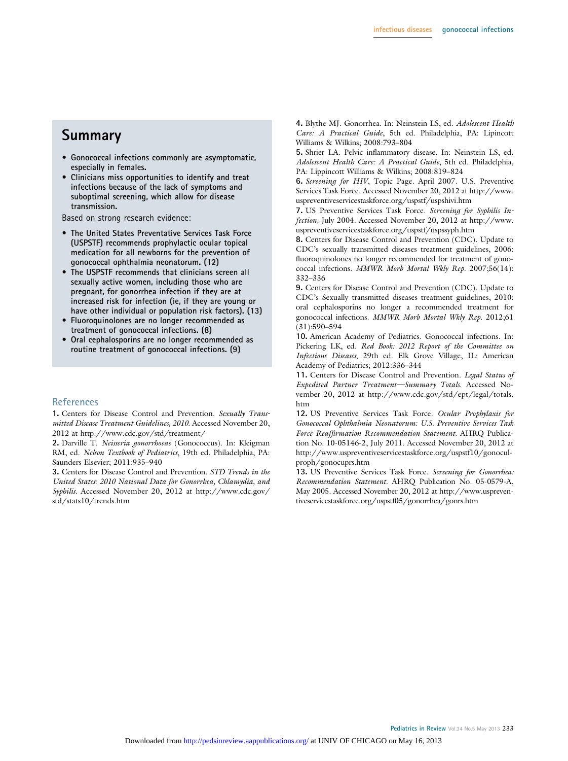## Summary

- Gonococcal infections commonly are asymptomatic, especially in females.
- Clinicians miss opportunities to identify and treat infections because of the lack of symptoms and suboptimal screening, which allow for disease transmission.

Based on strong research evidence:

- The United States Preventative Services Task Force (USPSTF) recommends prophylactic ocular topical medication for all newborns for the prevention of gonococcal ophthalmia neonatorum. (12)
- The USPSTF recommends that clinicians screen all sexually active women, including those who are pregnant, for gonorrhea infection if they are at increased risk for infection (ie, if they are young or have other individual or population risk factors). (13)
- Fluoroquinolones are no longer recommended as treatment of gonococcal infections. (8)
- Oral cephalosporins are no longer recommended as routine treatment of gonococcal infections. (9)

## References

**1.** Centers for Disease Control and Prevention. *Sexually Transmitted Disease Treatment Guidelines, 2010.* Accessed November 20, 2012 at http://www.cdc.gov/std/treatment/

**2.** Darville T. *Neisseria gonorrhoeae* (Gonococcus). In: Kleigman RM, ed. *Nelson Textbook of Pediatrics*, 19th ed. Philadelphia, PA: Saunders Elsevier; 2011:935–940

**3.** Centers for Disease Control and Prevention. *STD Trends in the United States: 2010 National Data for Gonorrhea, Chlamydia, and Syphilis.* Accessed November 20, 2012 at http://www.cdc.gov/std/stats10/trends.htm

**4.** Blythe MJ. Gonorrhea. In: Neinstein LS, ed. *Adolescent Health Care: A Practical Guide*, 5th ed. Philadelphia, PA: Lipincott Williams & Wilkins; 2008:793–804

**5.** Shrier LA. Pelvic inflammatory disease. In: Neinstein LS, ed. *Adolescent Health Care: A Practical Guide*, 5th ed. Philadelphia, PA: Lippincott Williams & Wilkins; 2008:819–824

**6.** *Screening for HIV*, Topic Page. April 2007. U.S. Preventive Services Task Force. Accessed November 20, 2012 at http://www.uspreventiveservicestaskforce.org/uspstf/uspshivi.htm

**7.** US Preventive Services Task Force. *Screening for Syphilis Infection,* July 2004. Accessed November 20, 2012 at http://www.uspreventiveservicestaskforce.org/uspstf/uspssyph.htm

**8.** Centers for Disease Control and Prevention (CDC). Update to CDC's sexually transmitted diseases treatment guidelines, 2006: fluoroquinolones no longer recommended for treatment of gonococcal infections. *MMWR Morb Mortal Wkly Rep.* 2007;56(14):332–336

**9.** Centers for Disease Control and Prevention (CDC). Update to CDC's Sexually transmitted diseases treatment guidelines, 2010: oral cephalosporins no longer a recommended treatment for gonococcal infections. *MMWR Morb Mortal Wkly Rep.* 2012;61(31):590–594

**10.** American Academy of Pediatrics. Gonococcal infections. In: Pickering LK, ed. *Red Book: 2012 Report of the Committee on Infectious Diseases*, 29th ed. Elk Grove Village, IL: American Academy of Pediatrics; 2012:336–344

**11.** Centers for Disease Control and Prevention. *Legal Status of Expedited Partner Treatment—Summary Totals.* Accessed November 20, 2012 at http://www.cdc.gov/std/ept/legal/totals.htm

**12.** US Preventive Services Task Force. *Ocular Prophylaxis for Gonococcal Ophthalmia Neonatorum: U.S. Preventive Services Task Force Reaffirmation Recommendation Statement.* AHRQ Publication No. 10-05146-2, July 2011. Accessed November 20, 2012 at http://www.uspreventiveservicestaskforce.org/uspstf10/gonoculproph/gonocuprs.htm

**13.** US Preventive Services Task Force. *Screening for Gonorrhea: Recommendation Statement.* AHRQ Publication No. 05-0579-A, May 2005. Accessed November 20, 2012 at http://www.uspreventiveservicestaskforce.org/uspstf05/gonorrhea/gonrs.htm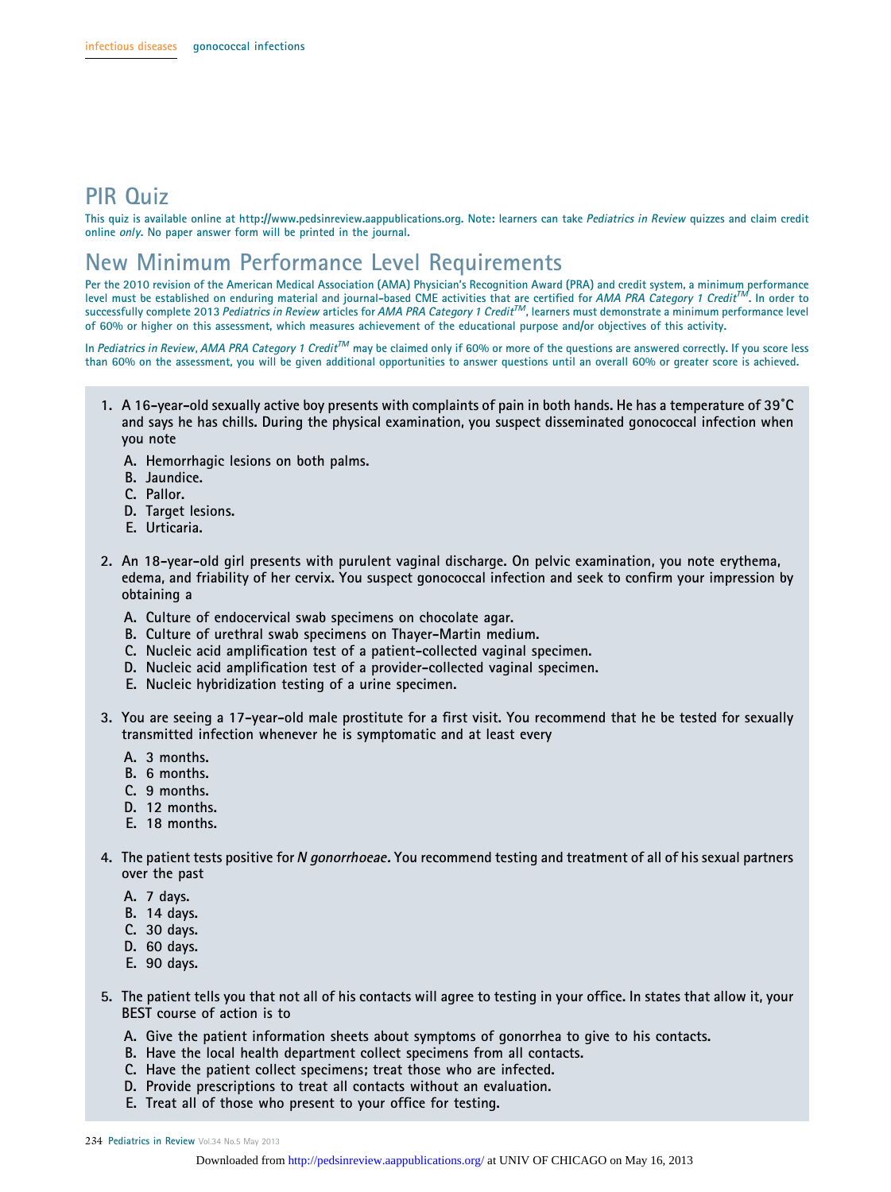# PIR Quiz

This quiz is available online at http://www.pedsinreview.aappublications.org. Note: learners can take *Pediatrics in Review* quizzes and claim credit online *only*. No paper answer form will be printed in the journal.

# New Minimum Performance Level Requirements

Per the 2010 revision of the American Medical Association (AMA) Physician's Recognition Award (PRA) and credit system, a minimum performance level must be established on enduring material and journal-based CME activities that are certified for *AMA PRA Category 1 Credit™*. In order to successfully complete 2013 *Pediatrics in Review* articles for *AMA PRA Category 1 Credit™*, learners must demonstrate a minimum performance level of 60% or higher on this assessment, which measures achievement of the educational purpose and/or objectives of this activity.

In *Pediatrics in Review*, *AMA PRA Category 1 Credit™* may be claimed only if 60% or more of the questions are answered correctly. If you score less than 60% on the assessment, you will be given additional opportunities to answer questions until an overall 60% or greater score is achieved.

1. A 16-year-old sexually active boy presents with complaints of pain in both hands. He has a temperature of 39°C and says he has chills. During the physical examination, you suspect disseminated gonococcal infection when you note
   - A. Hemorrhagic lesions on both palms.
   - B. Jaundice.
   - C. Pallor.
   - D. Target lesions.
   - E. Urticaria.

2. An 18-year-old girl presents with purulent vaginal discharge. On pelvic examination, you note erythema, edema, and friability of her cervix. You suspect gonococcal infection and seek to confirm your impression by obtaining a
   - A. Culture of endocervical swab specimens on chocolate agar.
   - B. Culture of urethral swab specimens on Thayer-Martin medium.
   - C. Nucleic acid amplification test of a patient-collected vaginal specimen.
   - D. Nucleic acid amplification test of a provider-collected vaginal specimen.
   - E. Nucleic hybridization testing of a urine specimen.

3. You are seeing a 17-year-old male prostitute for a first visit. You recommend that he be tested for sexually transmitted infection whenever he is symptomatic and at least every
   - A. 3 months.
   - B. 6 months.
   - C. 9 months.
   - D. 12 months.
   - E. 18 months.

4. The patient tests positive for *N gonorrhoeae*. You recommend testing and treatment of all of his sexual partners over the past
   - A. 7 days.
   - B. 14 days.
   - C. 30 days.
   - D. 60 days.
   - E. 90 days.

5. The patient tells you that not all of his contacts will agree to testing in your office. In states that allow it, your BEST course of action is to
   - A. Give the patient information sheets about symptoms of gonorrhea to give to his contacts.
   - B. Have the local health department collect specimens from all contacts.
   - C. Have the patient collect specimens; treat those who are infected.
   - D. Provide prescriptions to treat all contacts without an evaluation.
   - E. Treat all of those who present to your office for testing.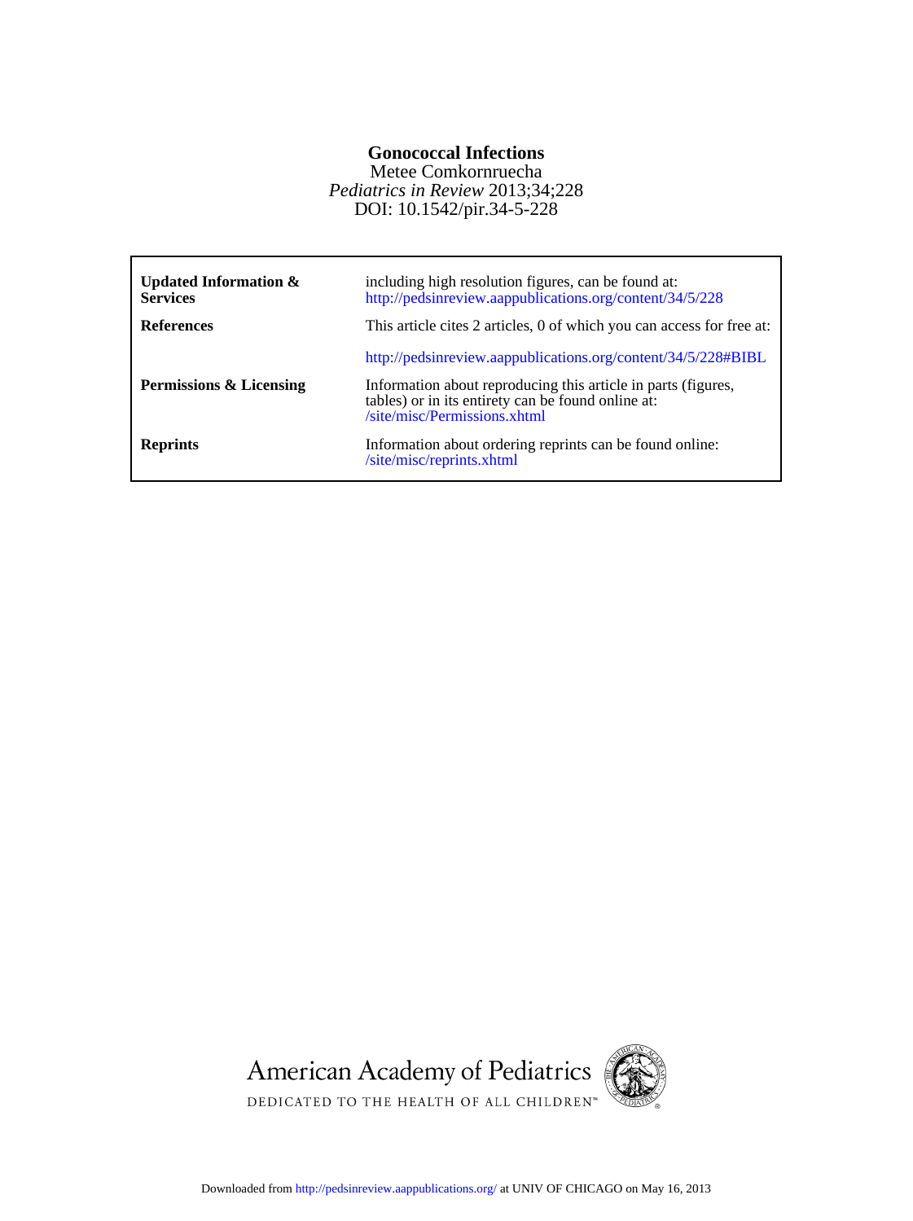**Gonococcal Infections**

Metee Comkornruecha

*Pediatrics in Review* 2013;34;228

DOI: 10.1542/pir.34-5-228

| | |
|---|---|
| **Updated Information & Services** | including high resolution figures, can be found at: http://pedsinreview.aappublications.org/content/34/5/228 |
| **References** | This article cites 2 articles, 0 of which you can access for free at: http://pedsinreview.aappublications.org/content/34/5/228#BIBL |
| **Permissions & Licensing** | Information about reproducing this article in parts (figures, tables) or in its entirety can be found online at: /site/misc/Permissions.xhtml |
| **Reprints** | Information about ordering reprints can be found online: /site/misc/reprints.xhtml |

American Academy of Pediatrics

DEDICATED TO THE HEALTH OF ALL CHILDREN™

Downloaded from http://pedsinreview.aappublications.org/ at UNIV OF CHICAGO on May 16, 2013